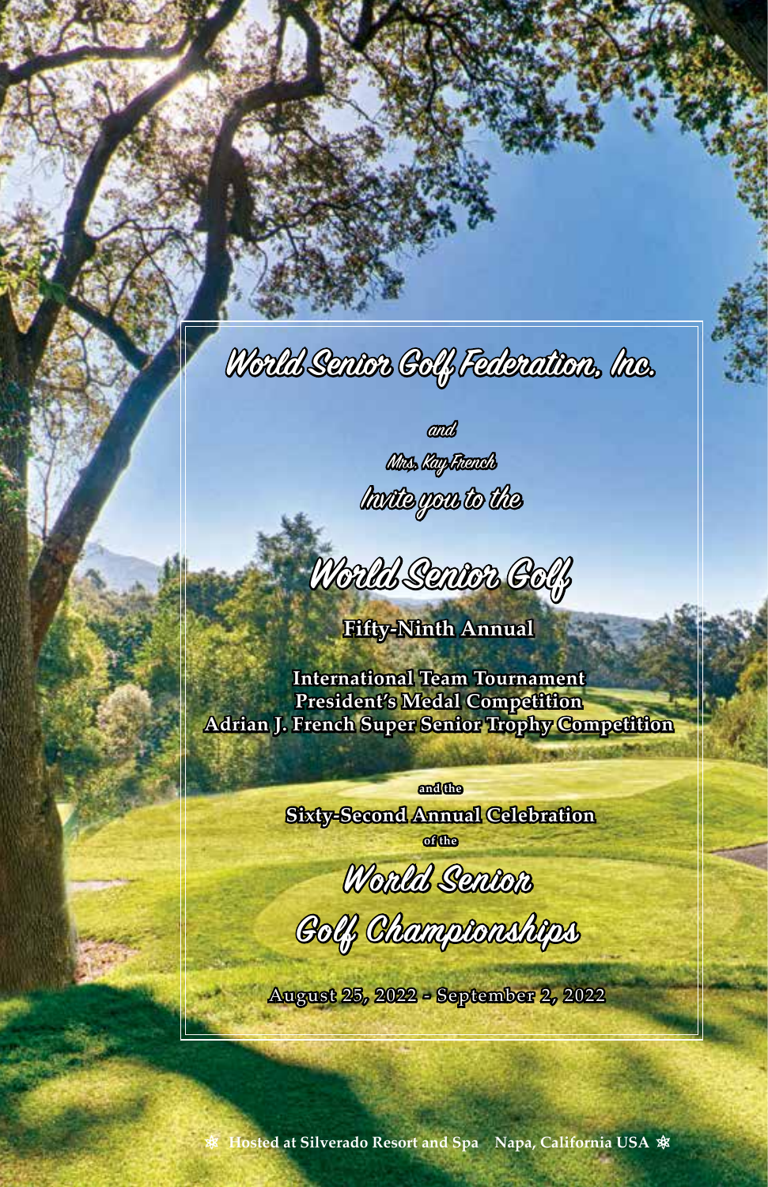# World Senior Golf Federation, Inc.

*and*

*Mrs. Kay French*

*Invite you to the*

## World Senior Golf

**Fifty-Ninth Annual**

**International Team Tournament**
**President's Medal Competition**
**Adrian J. French Super Senior Trophy Competition**

**and the**

**Sixty-Second Annual Celebration**

**of the**

## World Senior Golf Championships

**August 25, 2022 - September 2, 2022**

**Hosted at Silverado Resort and Spa   Napa, California USA**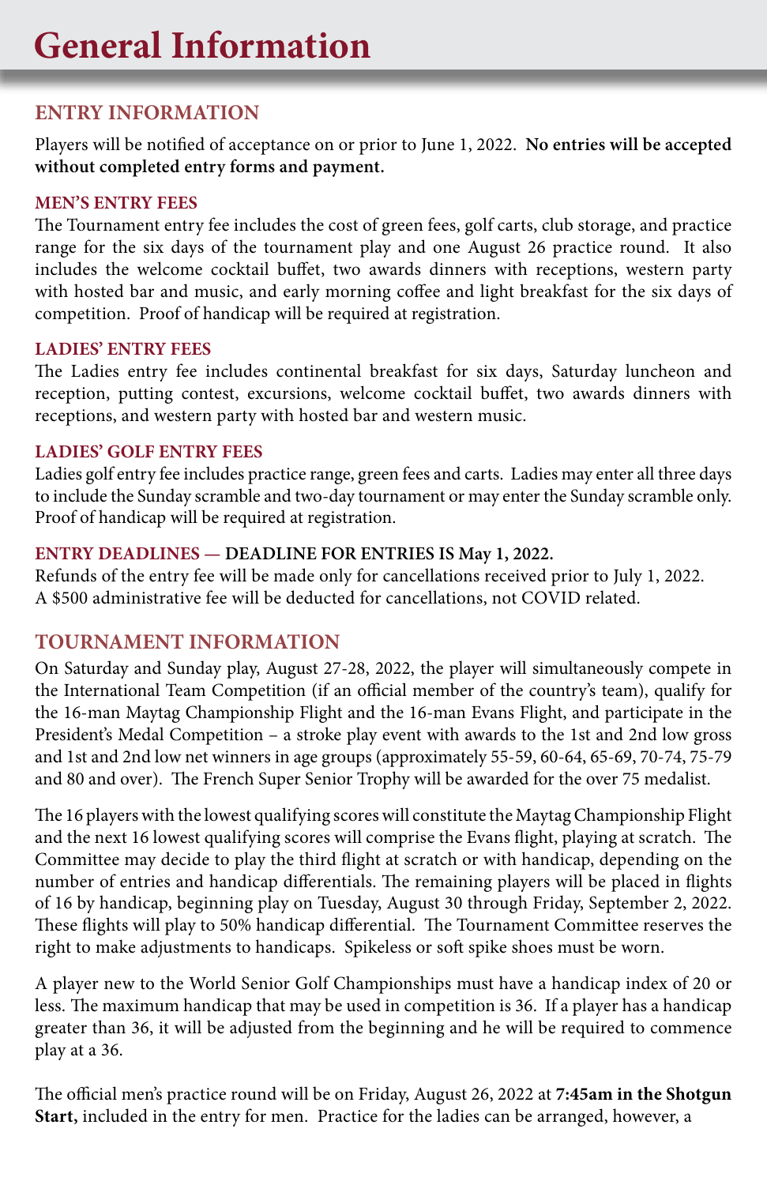# General Information

## ENTRY INFORMATION

Players will be notified of acceptance on or prior to June 1, 2022. **No entries will be accepted without completed entry forms and payment.**

### MEN'S ENTRY FEES

The Tournament entry fee includes the cost of green fees, golf carts, club storage, and practice range for the six days of the tournament play and one August 26 practice round. It also includes the welcome cocktail buffet, two awards dinners with receptions, western party with hosted bar and music, and early morning coffee and light breakfast for the six days of competition. Proof of handicap will be required at registration.

### LADIES' ENTRY FEES

The Ladies entry fee includes continental breakfast for six days, Saturday luncheon and reception, putting contest, excursions, welcome cocktail buffet, two awards dinners with receptions, and western party with hosted bar and western music.

### LADIES' GOLF ENTRY FEES

Ladies golf entry fee includes practice range, green fees and carts. Ladies may enter all three days to include the Sunday scramble and two-day tournament or may enter the Sunday scramble only. Proof of handicap will be required at registration.

### ENTRY DEADLINES — DEADLINE FOR ENTRIES IS May 1, 2022.

Refunds of the entry fee will be made only for cancellations received prior to July 1, 2022. A $500 administrative fee will be deducted for cancellations, not COVID related.

## TOURNAMENT INFORMATION

On Saturday and Sunday play, August 27-28, 2022, the player will simultaneously compete in the International Team Competition (if an official member of the country's team), qualify for the 16-man Maytag Championship Flight and the 16-man Evans Flight, and participate in the President's Medal Competition – a stroke play event with awards to the 1st and 2nd low gross and 1st and 2nd low net winners in age groups (approximately 55-59, 60-64, 65-69, 70-74, 75-79 and 80 and over). The French Super Senior Trophy will be awarded for the over 75 medalist.

The 16 players with the lowest qualifying scores will constitute the Maytag Championship Flight and the next 16 lowest qualifying scores will comprise the Evans flight, playing at scratch. The Committee may decide to play the third flight at scratch or with handicap, depending on the number of entries and handicap differentials. The remaining players will be placed in flights of 16 by handicap, beginning play on Tuesday, August 30 through Friday, September 2, 2022. These flights will play to 50% handicap differential. The Tournament Committee reserves the right to make adjustments to handicaps. Spikeless or soft spike shoes must be worn.

A player new to the World Senior Golf Championships must have a handicap index of 20 or less. The maximum handicap that may be used in competition is 36. If a player has a handicap greater than 36, it will be adjusted from the beginning and he will be required to commence play at a 36.

The official men's practice round will be on Friday, August 26, 2022 at **7:45am in the Shotgun Start,** included in the entry for men. Practice for the ladies can be arranged, however, a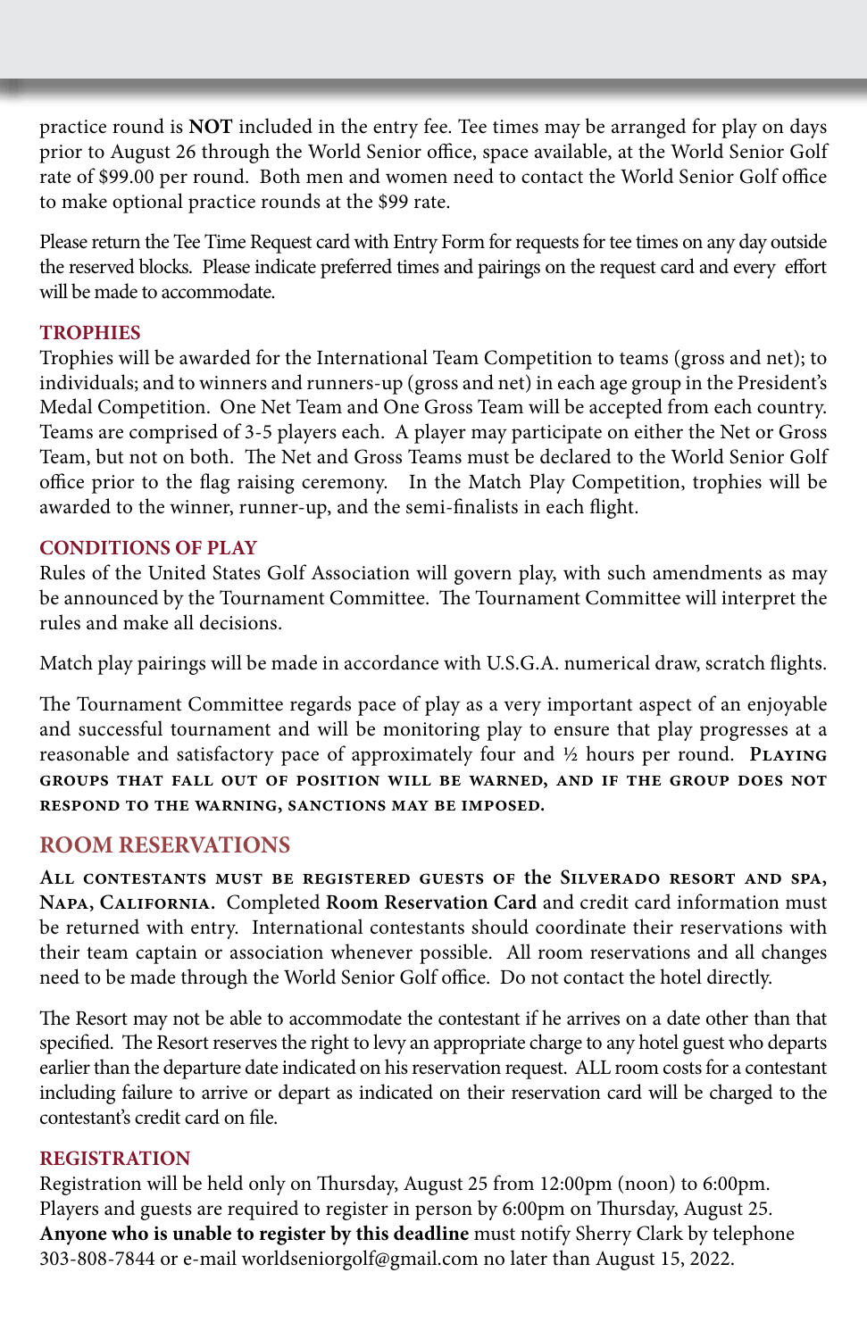practice round is **NOT** included in the entry fee. Tee times may be arranged for play on days prior to August 26 through the World Senior office, space available, at the World Senior Golf rate of $99.00 per round. Both men and women need to contact the World Senior Golf office to make optional practice rounds at the $99 rate.

Please return the Tee Time Request card with Entry Form for requests for tee times on any day outside the reserved blocks. Please indicate preferred times and pairings on the request card and every effort will be made to accommodate.

### TROPHIES

Trophies will be awarded for the International Team Competition to teams (gross and net); to individuals; and to winners and runners-up (gross and net) in each age group in the President's Medal Competition. One Net Team and One Gross Team will be accepted from each country. Teams are comprised of 3-5 players each. A player may participate on either the Net or Gross Team, but not on both. The Net and Gross Teams must be declared to the World Senior Golf office prior to the flag raising ceremony. In the Match Play Competition, trophies will be awarded to the winner, runner-up, and the semi-finalists in each flight.

### CONDITIONS OF PLAY

Rules of the United States Golf Association will govern play, with such amendments as may be announced by the Tournament Committee. The Tournament Committee will interpret the rules and make all decisions.

Match play pairings will be made in accordance with U.S.G.A. numerical draw, scratch flights.

The Tournament Committee regards pace of play as a very important aspect of an enjoyable and successful tournament and will be monitoring play to ensure that play progresses at a reasonable and satisfactory pace of approximately four and ½ hours per round. **Playing groups that fall out of position will be warned, and if the group does not respond to the warning, sanctions may be imposed.**

## ROOM RESERVATIONS

**All contestants must be registered guests of the Silverado resort and spa, Napa, California.** Completed **Room Reservation Card** and credit card information must be returned with entry. International contestants should coordinate their reservations with their team captain or association whenever possible. All room reservations and all changes need to be made through the World Senior Golf office. Do not contact the hotel directly.

The Resort may not be able to accommodate the contestant if he arrives on a date other than that specified. The Resort reserves the right to levy an appropriate charge to any hotel guest who departs earlier than the departure date indicated on his reservation request. ALL room costs for a contestant including failure to arrive or depart as indicated on their reservation card will be charged to the contestant's credit card on file.

### REGISTRATION

Registration will be held only on Thursday, August 25 from 12:00pm (noon) to 6:00pm. Players and guests are required to register in person by 6:00pm on Thursday, August 25. **Anyone who is unable to register by this deadline** must notify Sherry Clark by telephone 303-808-7844 or e-mail worldseniorgolf@gmail.com no later than August 15, 2022.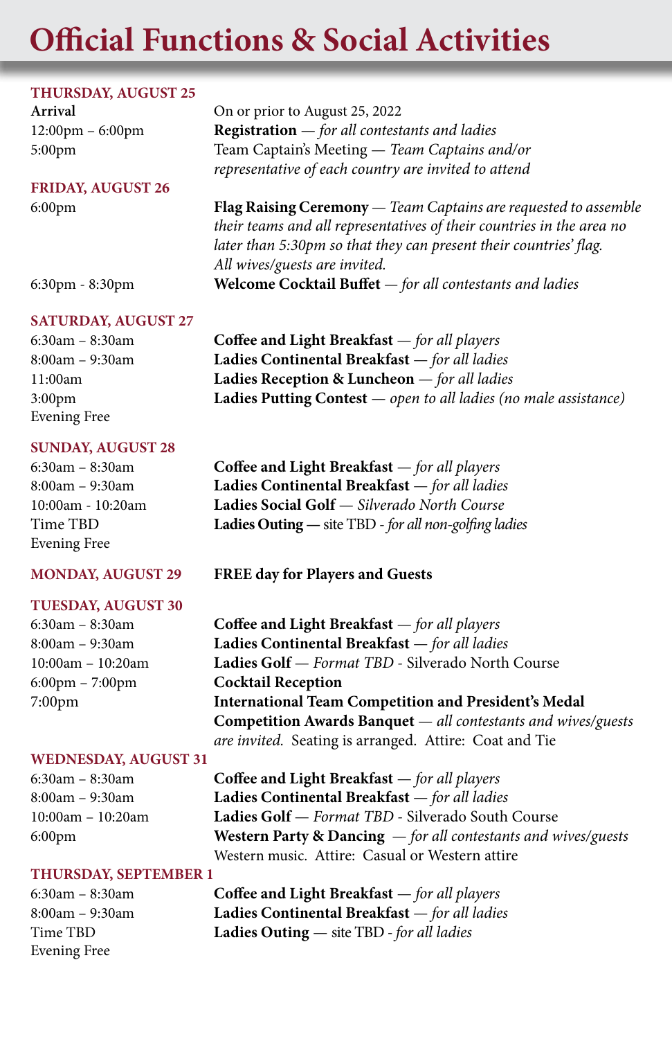# Official Functions & Social Activities

## THURSDAY, AUGUST 25

**Arrival** — On or prior to August 25, 2022

12:00pm – 6:00pm — **Registration** — *for all contestants and ladies*

5:00pm — Team Captain's Meeting — *Team Captains and/or representative of each country are invited to attend*

## FRIDAY, AUGUST 26

6:00pm — **Flag Raising Ceremony** — *Team Captains are requested to assemble their teams and all representatives of their countries in the area no later than 5:30pm so that they can present their countries' flag. All wives/guests are invited.*

6:30pm - 8:30pm — **Welcome Cocktail Buffet** — *for all contestants and ladies*

## SATURDAY, AUGUST 27

6:30am – 8:30am — **Coffee and Light Breakfast** — *for all players*

8:00am – 9:30am — **Ladies Continental Breakfast** — *for all ladies*

11:00am — **Ladies Reception & Luncheon** — *for all ladies*

3:00pm — **Ladies Putting Contest** — *open to all ladies (no male assistance)*

Evening Free

## SUNDAY, AUGUST 28

6:30am – 8:30am — **Coffee and Light Breakfast** — *for all players*

8:00am – 9:30am — **Ladies Continental Breakfast** — *for all ladies*

10:00am - 10:20am — **Ladies Social Golf** — *Silverado North Course*

Time TBD — **Ladies Outing —** site TBD - *for all non-golfing ladies*

Evening Free

## MONDAY, AUGUST 29

**FREE day for Players and Guests**

## TUESDAY, AUGUST 30

6:30am – 8:30am — **Coffee and Light Breakfast** — *for all players*

8:00am – 9:30am — **Ladies Continental Breakfast** — *for all ladies*

10:00am – 10:20am — **Ladies Golf** — *Format TBD* - Silverado North Course

6:00pm – 7:00pm — **Cocktail Reception**

7:00pm — **International Team Competition and President's Medal Competition Awards Banquet** — *all contestants and wives/guests are invited.* Seating is arranged. Attire: Coat and Tie

## WEDNESDAY, AUGUST 31

6:30am – 8:30am — **Coffee and Light Breakfast** — *for all players*

8:00am – 9:30am — **Ladies Continental Breakfast** — *for all ladies*

10:00am – 10:20am — **Ladies Golf** — *Format TBD* - Silverado South Course

6:00pm — **Western Party & Dancing** — *for all contestants and wives/guests* Western music. Attire: Casual or Western attire

## THURSDAY, SEPTEMBER 1

6:30am – 8:30am — **Coffee and Light Breakfast** — *for all players*

8:00am – 9:30am — **Ladies Continental Breakfast** — *for all ladies*

Time TBD — **Ladies Outing** — site TBD - *for all ladies*

Evening Free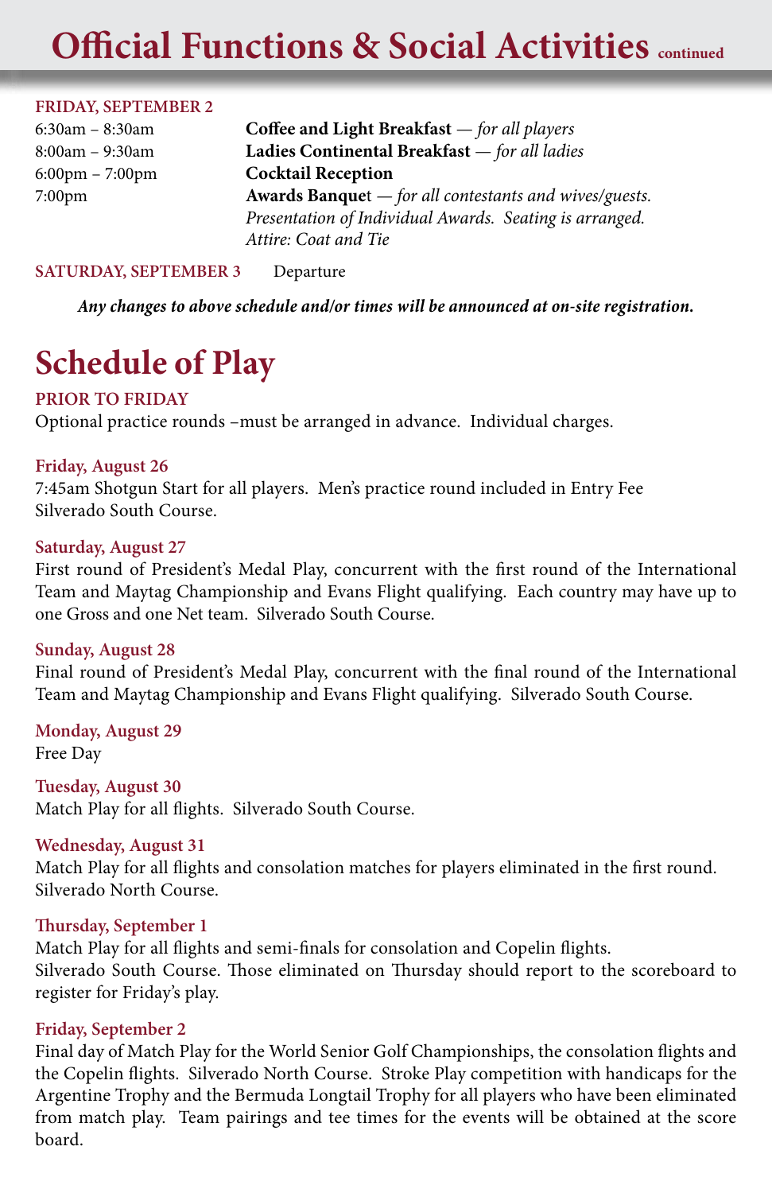# Official Functions & Social Activities continued

**FRIDAY, SEPTEMBER 2**

| | |
|---|---|
| 6:30am – 8:30am | **Coffee and Light Breakfast** — *for all players* |
| 8:00am – 9:30am | **Ladies Continental Breakfast** — *for all ladies* |
| 6:00pm – 7:00pm | **Cocktail Reception** |
| 7:00pm | **Awards Banquet** — *for all contestants and wives/guests. Presentation of Individual Awards. Seating is arranged. Attire: Coat and Tie* |

**SATURDAY, SEPTEMBER 3** Departure

***Any changes to above schedule and/or times will be announced at on-site registration.***

## Schedule of Play

**PRIOR TO FRIDAY**

Optional practice rounds –must be arranged in advance. Individual charges.

**Friday, August 26**

7:45am Shotgun Start for all players. Men's practice round included in Entry Fee Silverado South Course.

**Saturday, August 27**

First round of President's Medal Play, concurrent with the first round of the International Team and Maytag Championship and Evans Flight qualifying. Each country may have up to one Gross and one Net team. Silverado South Course.

**Sunday, August 28**

Final round of President's Medal Play, concurrent with the final round of the International Team and Maytag Championship and Evans Flight qualifying. Silverado South Course.

**Monday, August 29**

Free Day

**Tuesday, August 30**

Match Play for all flights. Silverado South Course.

**Wednesday, August 31**

Match Play for all flights and consolation matches for players eliminated in the first round. Silverado North Course.

**Thursday, September 1**

Match Play for all flights and semi-finals for consolation and Copelin flights. Silverado South Course. Those eliminated on Thursday should report to the scoreboard to register for Friday's play.

**Friday, September 2**

Final day of Match Play for the World Senior Golf Championships, the consolation flights and the Copelin flights. Silverado North Course. Stroke Play competition with handicaps for the Argentine Trophy and the Bermuda Longtail Trophy for all players who have been eliminated from match play. Team pairings and tee times for the events will be obtained at the score board.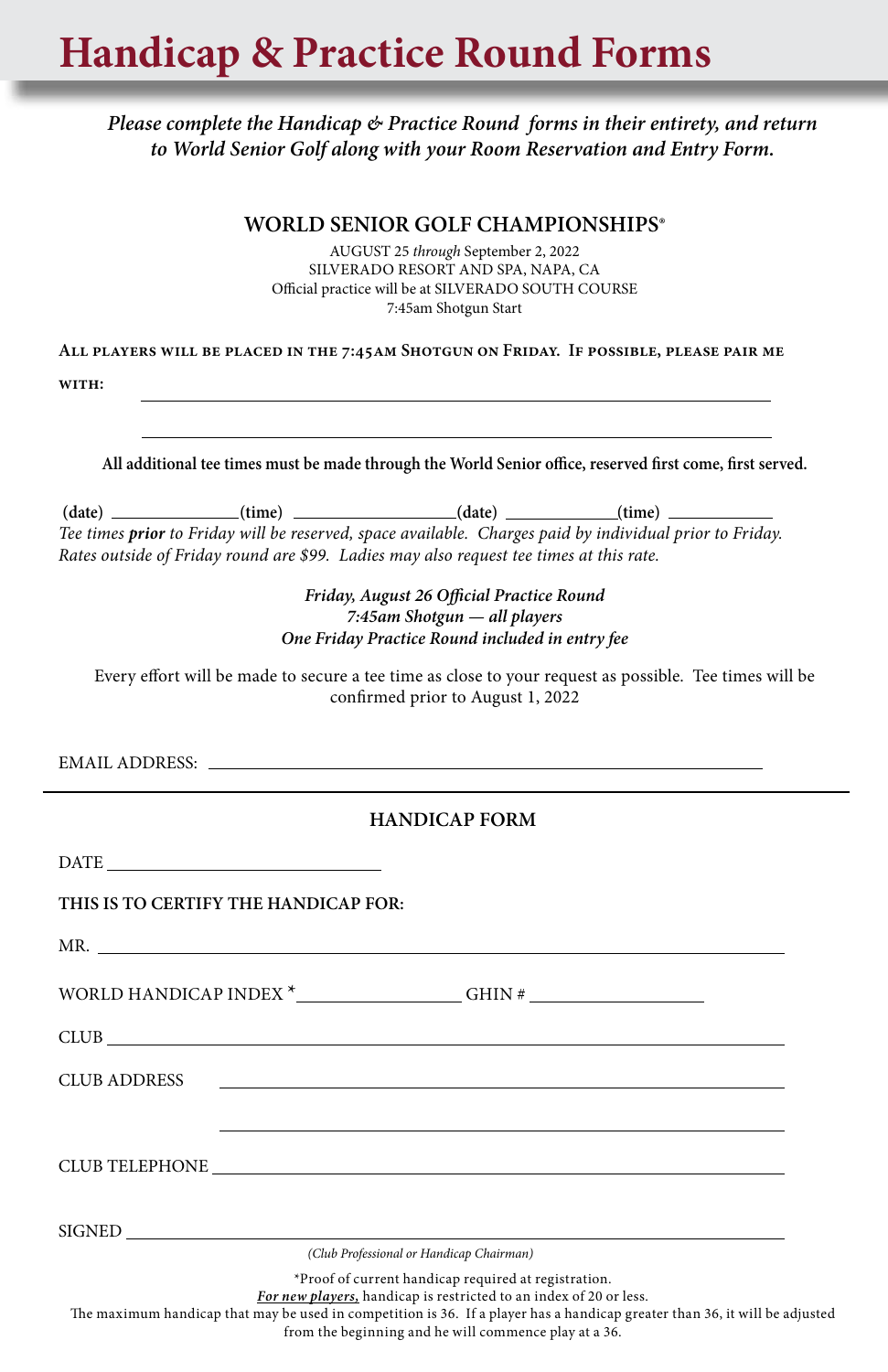# Handicap & Practice Round Forms

*Please complete the Handicap & Practice Round forms in their entirety, and return to World Senior Golf along with your Room Reservation and Entry Form.*

## WORLD SENIOR GOLF CHAMPIONSHIPS®

AUGUST 25 *through* September 2, 2022
SILVERADO RESORT AND SPA, NAPA, CA
Official practice will be at SILVERADO SOUTH COURSE
7:45am Shotgun Start

**ALL PLAYERS WILL BE PLACED IN THE 7:45AM SHOTGUN ON FRIDAY. IF POSSIBLE, PLEASE PAIR ME WITH:** ______________________________

______________________________

**All additional tee times must be made through the World Senior office, reserved first come, first served.**

**(date)** ______________ **(time)** ______________ **(date)** ______________ **(time)** ______________

*Tee times **prior** to Friday will be reserved, space available. Charges paid by individual prior to Friday. Rates outside of Friday round are $99. Ladies may also request tee times at this rate.*

***Friday, August 26 Official Practice Round***
***7:45am Shotgun — all players***
***One Friday Practice Round included in entry fee***

Every effort will be made to secure a tee time as close to your request as possible. Tee times will be confirmed prior to August 1, 2022

EMAIL ADDRESS: ______________________________

---

## HANDICAP FORM

DATE ______________________________

**THIS IS TO CERTIFY THE HANDICAP FOR:**

MR. ______________________________

WORLD HANDICAP INDEX * ______________ GHIN # ______________

CLUB ______________________________

CLUB ADDRESS ______________________________

______________________________

CLUB TELEPHONE ______________________________

SIGNED ______________________________

*(Club Professional or Handicap Chairman)*

*Proof of current handicap required at registration.

***For new players,*** handicap is restricted to an index of 20 or less.

The maximum handicap that may be used in competition is 36. If a player has a handicap greater than 36, it will be adjusted from the beginning and he will commence play at a 36.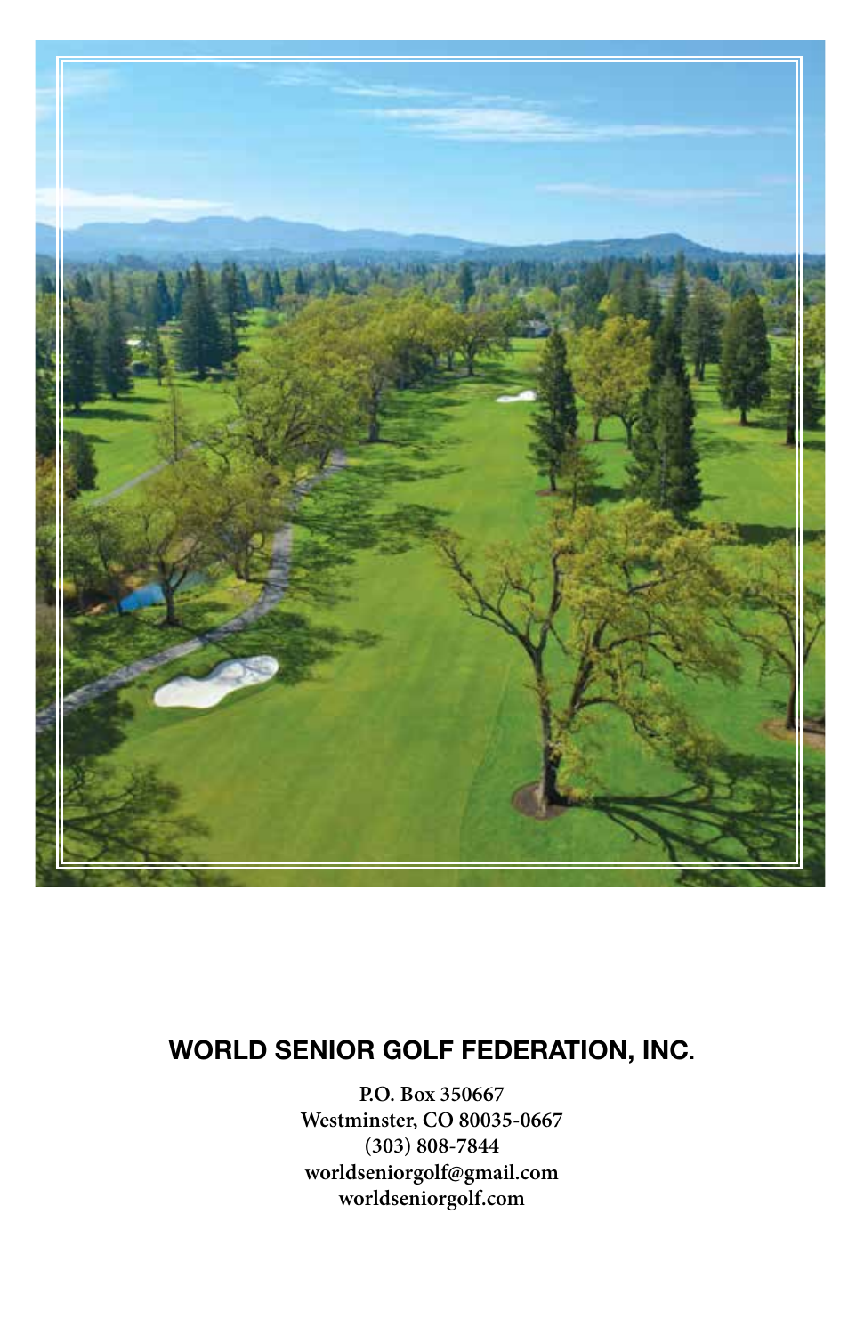## WORLD SENIOR GOLF FEDERATION, INC.

**P.O. Box 350667**
**Westminster, CO 80035-0667**
**(303) 808-7844**
**worldseniorgolf@gmail.com**
**worldseniorgolf.com**